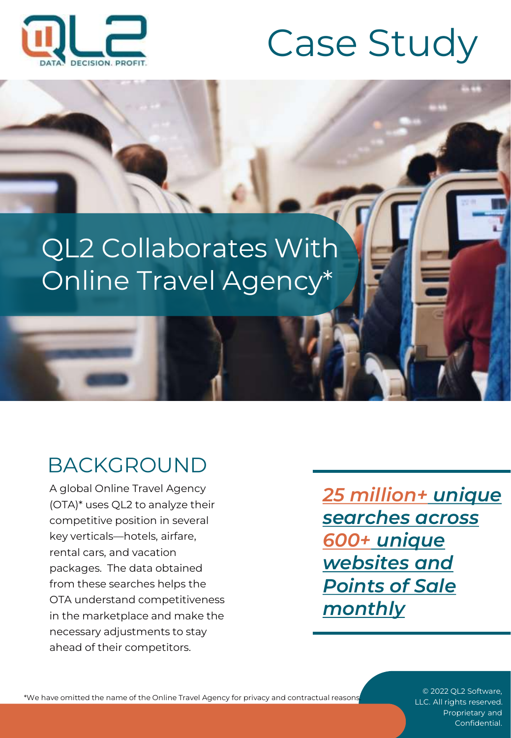# Case Study

## QL2 Collaborates With Online Travel Agency*

## BACKGROUND

A global Online Travel Agency (OTA)* uses QL2 to analyze their competitive position in several key verticals—hotels, airfare, rental cars, and vacation packages. The data obtained from these searches helps the OTA understand competitiveness in the marketplace and make the necessary adjustments to stay ahead of their competitors.

***25 million+ unique searches across 600+ unique websites and Points of Sale monthly***

*We have omitted the name of the Online Travel Agency for privacy and contractual reasons.

© 2022 QL2 Software, LLC. All rights reserved. Proprietary and Confidential.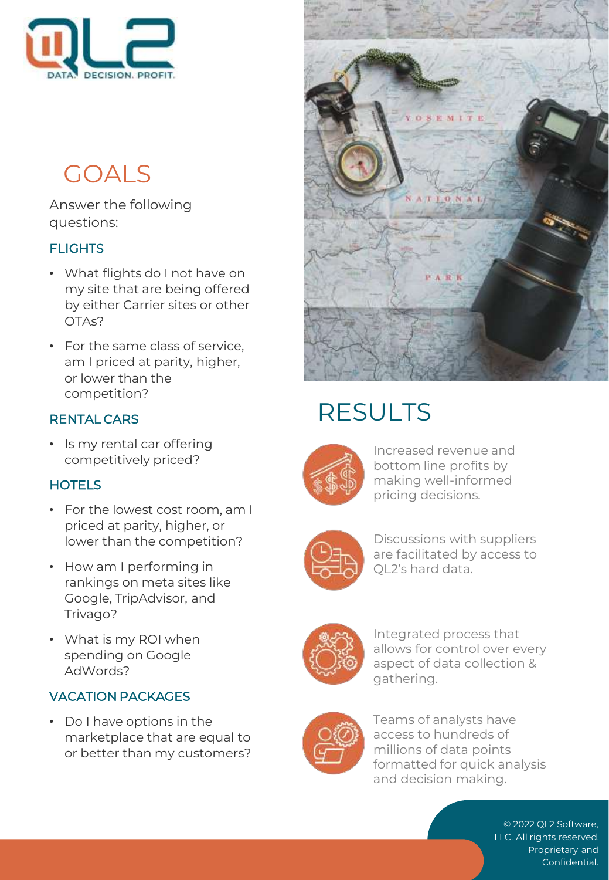QL2

DATA. DECISION. PROFIT.

## GOALS

Answer the following questions:

### FLIGHTS

- What flights do I not have on my site that are being offered by either Carrier sites or other OTAs?
- For the same class of service, am I priced at parity, higher, or lower than the competition?

### RENTAL CARS

- Is my rental car offering competitively priced?

### HOTELS

- For the lowest cost room, am I priced at parity, higher, or lower than the competition?
- How am I performing in rankings on meta sites like Google, TripAdvisor, and Trivago?
- What is my ROI when spending on Google AdWords?

### VACATION PACKAGES

- Do I have options in the marketplace that are equal to or better than my customers?

## RESULTS

Increased revenue and bottom line profits by making well-informed pricing decisions.

Discussions with suppliers are facilitated by access to QL2's hard data.

Integrated process that allows for control over every aspect of data collection & gathering.

Teams of analysts have access to hundreds of millions of data points formatted for quick analysis and decision making.

© 2022 QL2 Software, LLC. All rights reserved. Proprietary and Confidential.